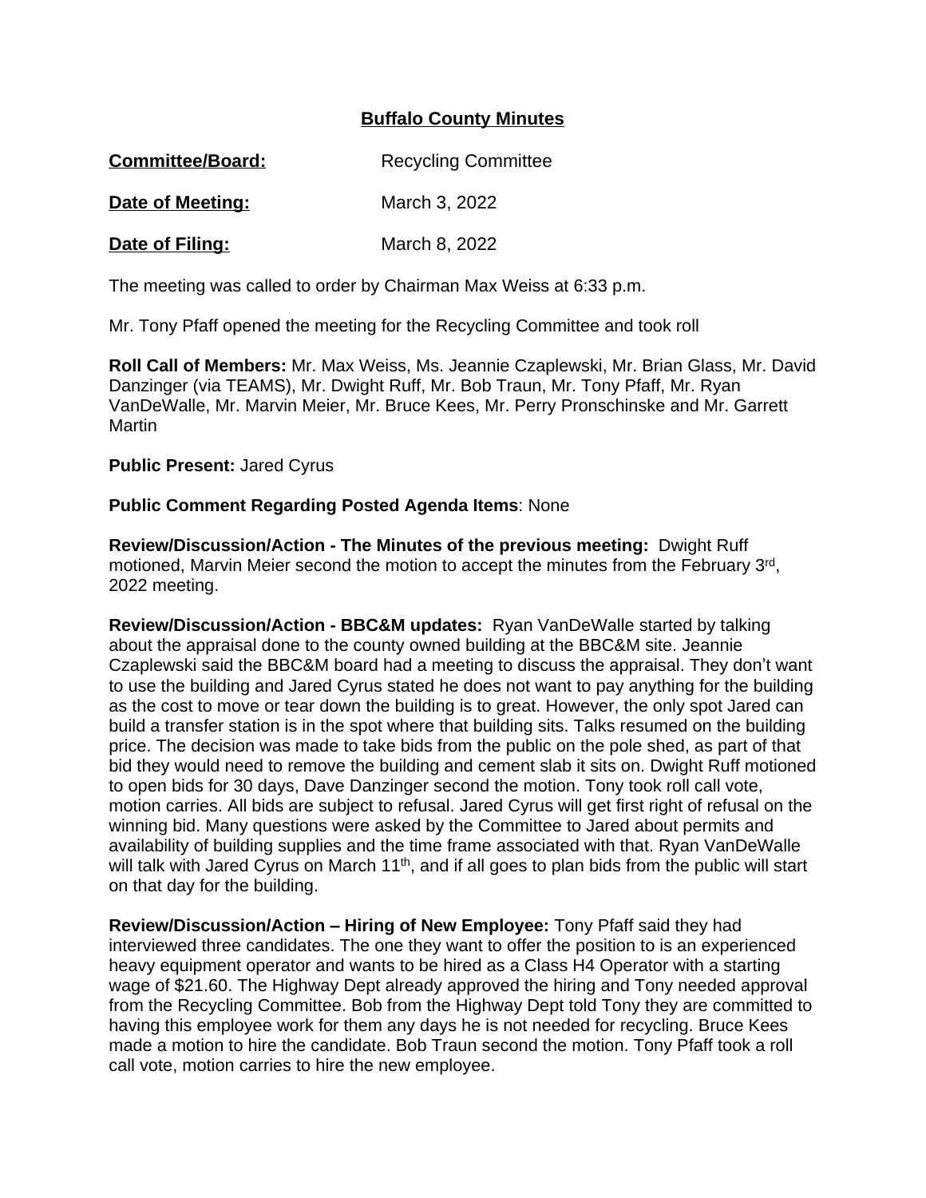# Buffalo County Minutes

**Committee/Board:** Recycling Committee

**Date of Meeting:** March 3, 2022

**Date of Filing:** March 8, 2022

The meeting was called to order by Chairman Max Weiss at 6:33 p.m.

Mr. Tony Pfaff opened the meeting for the Recycling Committee and took roll

**Roll Call of Members:** Mr. Max Weiss, Ms. Jeannie Czaplewski, Mr. Brian Glass, Mr. David Danzinger (via TEAMS), Mr. Dwight Ruff, Mr. Bob Traun, Mr. Tony Pfaff, Mr. Ryan VanDeWalle, Mr. Marvin Meier, Mr. Bruce Kees, Mr. Perry Pronschinske and Mr. Garrett Martin

**Public Present:** Jared Cyrus

**Public Comment Regarding Posted Agenda Items**: None

**Review/Discussion/Action - The Minutes of the previous meeting:** Dwight Ruff motioned, Marvin Meier second the motion to accept the minutes from the February 3rd, 2022 meeting.

**Review/Discussion/Action - BBC&M updates:** Ryan VanDeWalle started by talking about the appraisal done to the county owned building at the BBC&M site. Jeannie Czaplewski said the BBC&M board had a meeting to discuss the appraisal. They don't want to use the building and Jared Cyrus stated he does not want to pay anything for the building as the cost to move or tear down the building is to great. However, the only spot Jared can build a transfer station is in the spot where that building sits. Talks resumed on the building price. The decision was made to take bids from the public on the pole shed, as part of that bid they would need to remove the building and cement slab it sits on. Dwight Ruff motioned to open bids for 30 days, Dave Danzinger second the motion. Tony took roll call vote, motion carries. All bids are subject to refusal. Jared Cyrus will get first right of refusal on the winning bid. Many questions were asked by the Committee to Jared about permits and availability of building supplies and the time frame associated with that. Ryan VanDeWalle will talk with Jared Cyrus on March 11th, and if all goes to plan bids from the public will start on that day for the building.

**Review/Discussion/Action – Hiring of New Employee:** Tony Pfaff said they had interviewed three candidates. The one they want to offer the position to is an experienced heavy equipment operator and wants to be hired as a Class H4 Operator with a starting wage of $21.60. The Highway Dept already approved the hiring and Tony needed approval from the Recycling Committee. Bob from the Highway Dept told Tony they are committed to having this employee work for them any days he is not needed for recycling. Bruce Kees made a motion to hire the candidate. Bob Traun second the motion. Tony Pfaff took a roll call vote, motion carries to hire the new employee.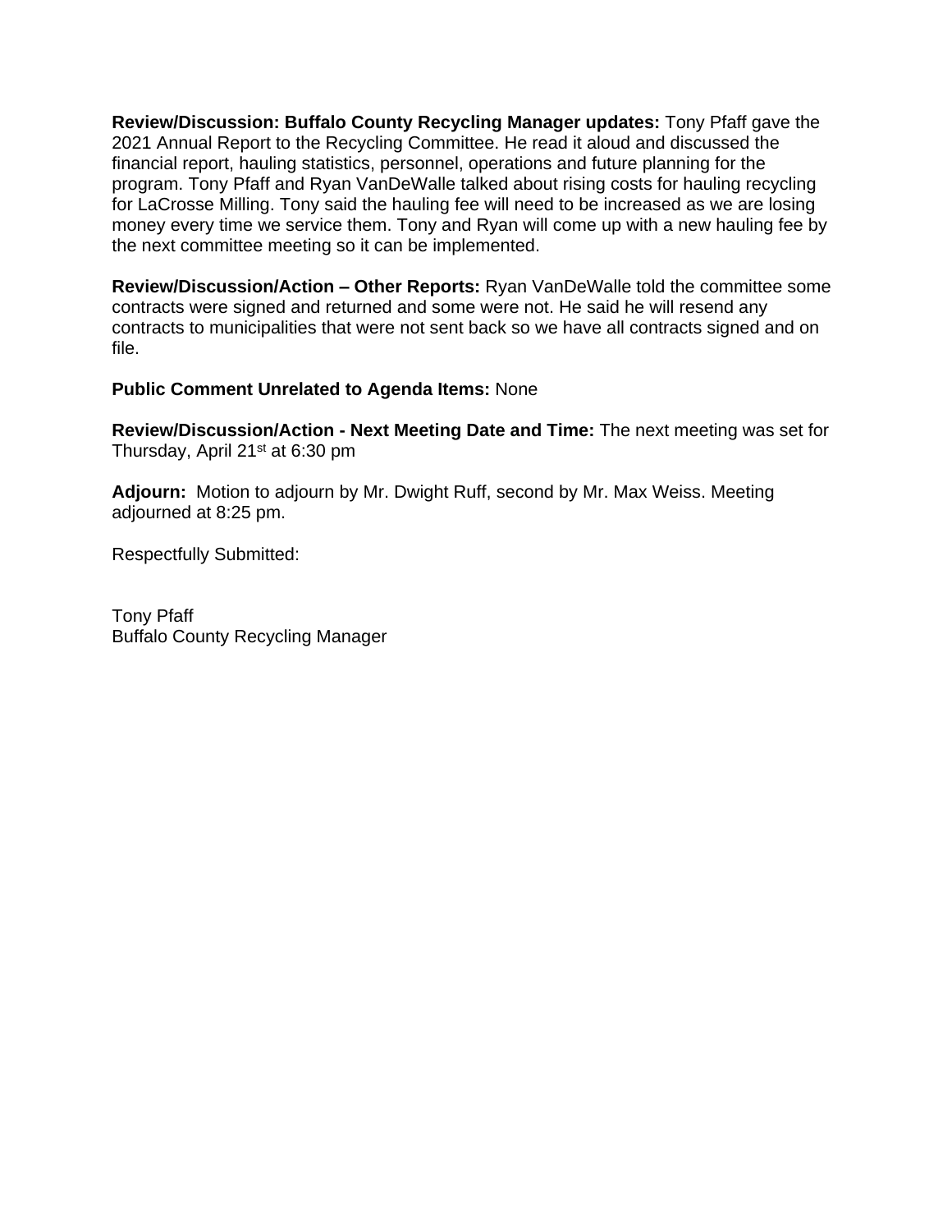**Review/Discussion: Buffalo County Recycling Manager updates:** Tony Pfaff gave the 2021 Annual Report to the Recycling Committee. He read it aloud and discussed the financial report, hauling statistics, personnel, operations and future planning for the program. Tony Pfaff and Ryan VanDeWalle talked about rising costs for hauling recycling for LaCrosse Milling. Tony said the hauling fee will need to be increased as we are losing money every time we service them. Tony and Ryan will come up with a new hauling fee by the next committee meeting so it can be implemented.

**Review/Discussion/Action – Other Reports:** Ryan VanDeWalle told the committee some contracts were signed and returned and some were not. He said he will resend any contracts to municipalities that were not sent back so we have all contracts signed and on file.

**Public Comment Unrelated to Agenda Items:** None

**Review/Discussion/Action - Next Meeting Date and Time:** The next meeting was set for Thursday, April 21st at 6:30 pm

**Adjourn:** Motion to adjourn by Mr. Dwight Ruff, second by Mr. Max Weiss. Meeting adjourned at 8:25 pm.

Respectfully Submitted:

Tony Pfaff
Buffalo County Recycling Manager